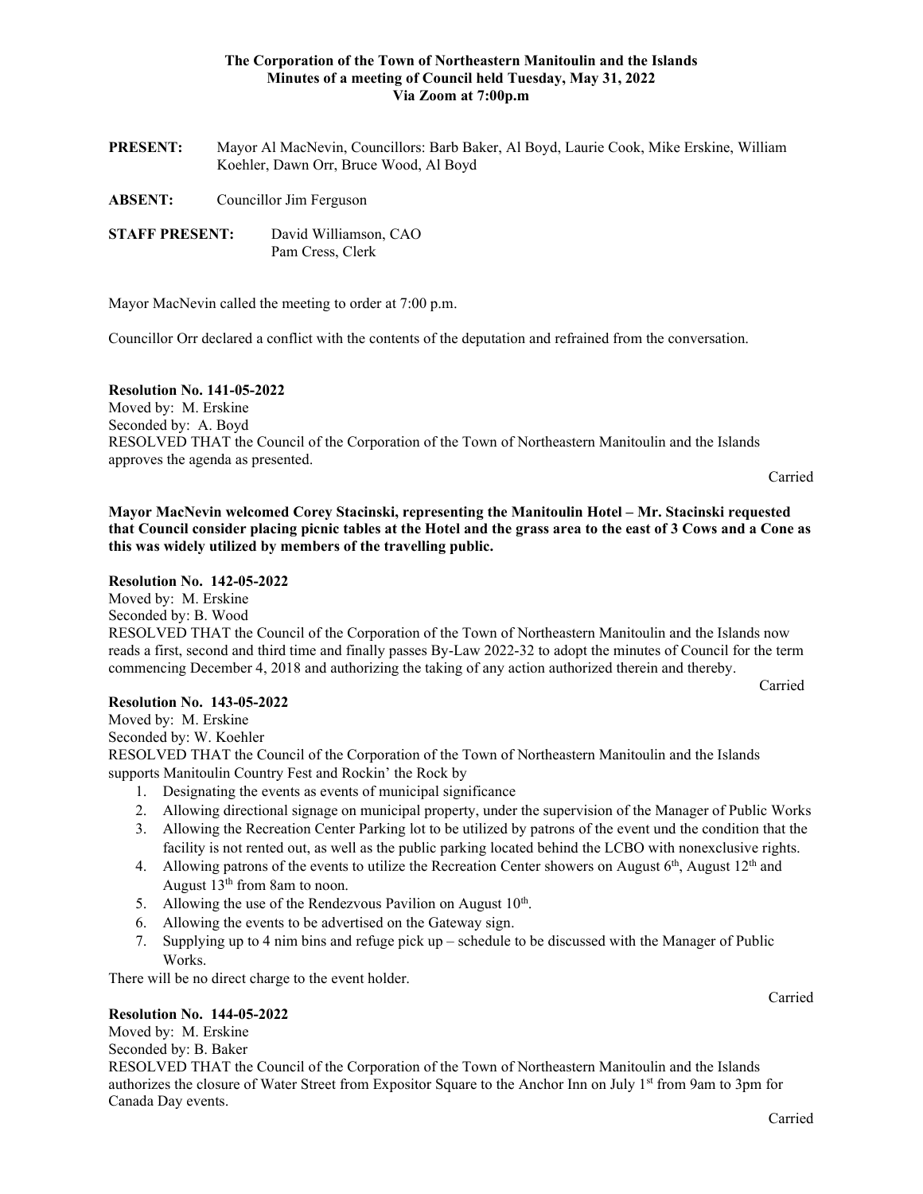**The Corporation of the Town of Northeastern Manitoulin and the Islands**
**Minutes of a meeting of Council held Tuesday, May 31, 2022**
**Via Zoom at 7:00p.m**

**PRESENT:** Mayor Al MacNevin, Councillors: Barb Baker, Al Boyd, Laurie Cook, Mike Erskine, William Koehler, Dawn Orr, Bruce Wood, Al Boyd

**ABSENT:** Councillor Jim Ferguson

**STAFF PRESENT:** David Williamson, CAO
Pam Cress, Clerk

Mayor MacNevin called the meeting to order at 7:00 p.m.

Councillor Orr declared a conflict with the contents of the deputation and refrained from the conversation.

**Resolution No. 141-05-2022**
Moved by: M. Erskine
Seconded by: A. Boyd
RESOLVED THAT the Council of the Corporation of the Town of Northeastern Manitoulin and the Islands approves the agenda as presented.

Carried

**Mayor MacNevin welcomed Corey Stacinski, representing the Manitoulin Hotel – Mr. Stacinski requested that Council consider placing picnic tables at the Hotel and the grass area to the east of 3 Cows and a Cone as this was widely utilized by members of the travelling public.**

**Resolution No. 142-05-2022**
Moved by: M. Erskine
Seconded by: B. Wood
RESOLVED THAT the Council of the Corporation of the Town of Northeastern Manitoulin and the Islands now reads a first, second and third time and finally passes By-Law 2022-32 to adopt the minutes of Council for the term commencing December 4, 2018 and authorizing the taking of any action authorized therein and thereby.

Carried

**Resolution No. 143-05-2022**
Moved by: M. Erskine
Seconded by: W. Koehler
RESOLVED THAT the Council of the Corporation of the Town of Northeastern Manitoulin and the Islands supports Manitoulin Country Fest and Rockin' the Rock by

1. Designating the events as events of municipal significance
2. Allowing directional signage on municipal property, under the supervision of the Manager of Public Works
3. Allowing the Recreation Center Parking lot to be utilized by patrons of the event und the condition that the facility is not rented out, as well as the public parking located behind the LCBO with nonexclusive rights.
4. Allowing patrons of the events to utilize the Recreation Center showers on August 6th, August 12th and August 13th from 8am to noon.
5. Allowing the use of the Rendezvous Pavilion on August 10th.
6. Allowing the events to be advertised on the Gateway sign.
7. Supplying up to 4 nim bins and refuge pick up – schedule to be discussed with the Manager of Public Works.

There will be no direct charge to the event holder.

Carried

**Resolution No. 144-05-2022**
Moved by: M. Erskine
Seconded by: B. Baker
RESOLVED THAT the Council of the Corporation of the Town of Northeastern Manitoulin and the Islands authorizes the closure of Water Street from Expositor Square to the Anchor Inn on July 1st from 9am to 3pm for Canada Day events.

Carried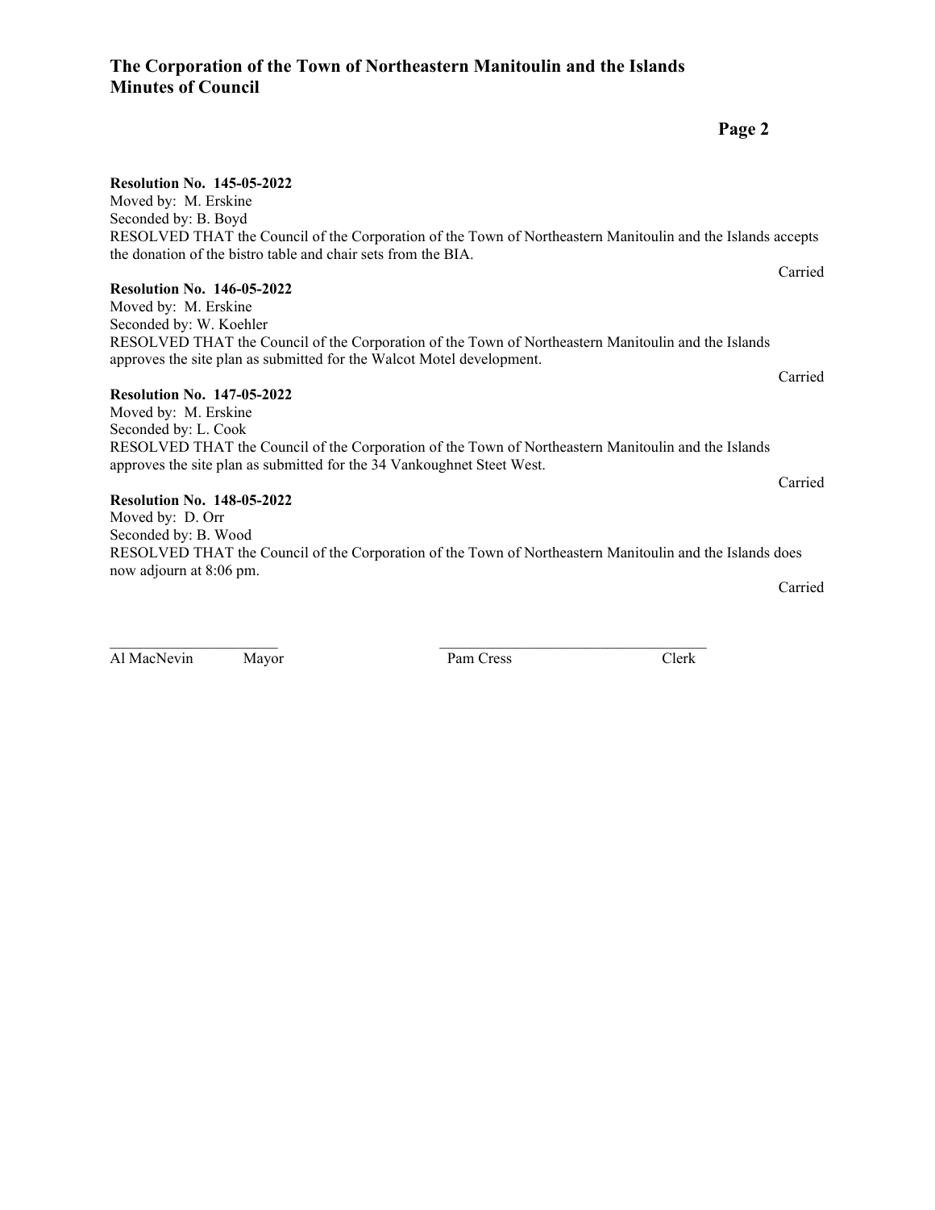**Resolution No. 145-05-2022**
Moved by: M. Erskine
Seconded by: B. Boyd
RESOLVED THAT the Council of the Corporation of the Town of Northeastern Manitoulin and the Islands accepts the donation of the bistro table and chair sets from the BIA.

Carried

**Resolution No. 146-05-2022**
Moved by: M. Erskine
Seconded by: W. Koehler
RESOLVED THAT the Council of the Corporation of the Town of Northeastern Manitoulin and the Islands approves the site plan as submitted for the Walcot Motel development.

Carried

**Resolution No. 147-05-2022**
Moved by: M. Erskine
Seconded by: L. Cook
RESOLVED THAT the Council of the Corporation of the Town of Northeastern Manitoulin and the Islands approves the site plan as submitted for the 34 Vankoughnet Steet West.

Carried

**Resolution No. 148-05-2022**
Moved by: D. Orr
Seconded by: B. Wood
RESOLVED THAT the Council of the Corporation of the Town of Northeastern Manitoulin and the Islands does now adjourn at 8:06 pm.

Carried

\_\_\_\_\_\_\_\_\_\_\_\_\_\_\_\_\_\_\_\_\_\_\_ \_\_\_\_\_\_\_\_\_\_\_\_\_\_\_\_\_\_\_\_\_\_\_\_\_\_\_\_\_\_\_\_\_\_\_\_

Al MacNevin Mayor Pam Cress Clerk